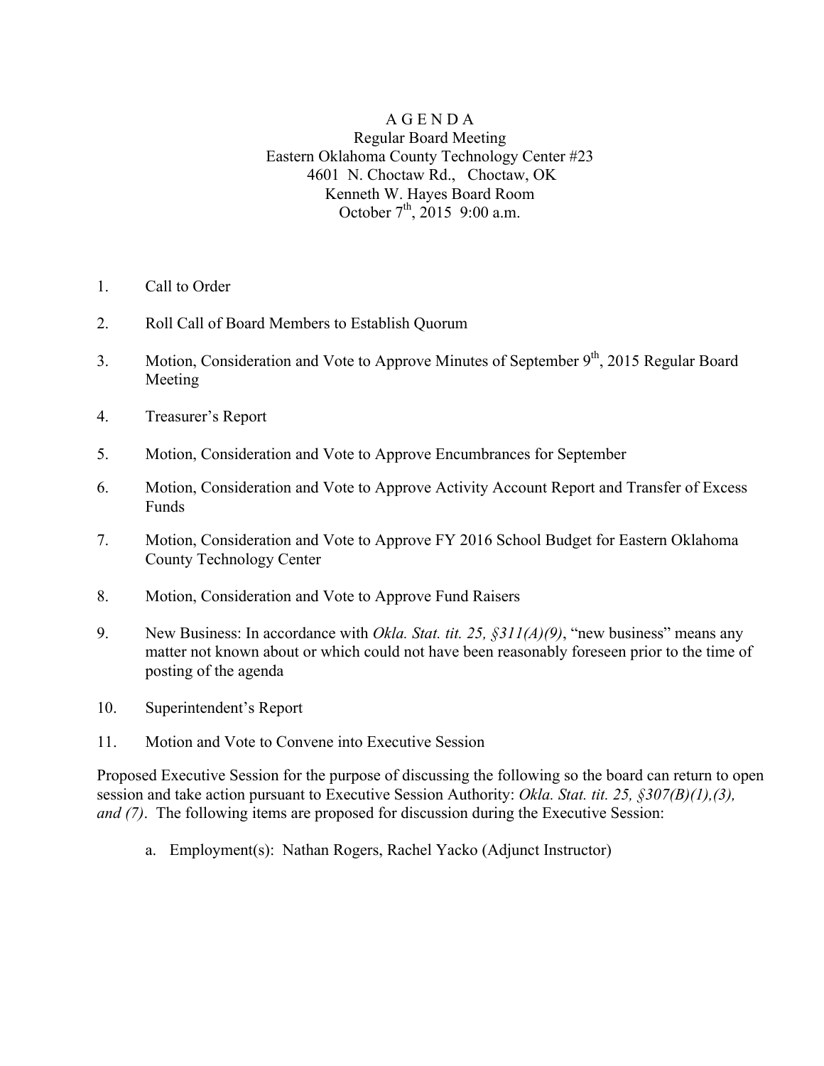# A G E N D A

Regular Board Meeting
Eastern Oklahoma County Technology Center #23
4601 N. Choctaw Rd., Choctaw, OK
Kenneth W. Hayes Board Room
October 7th, 2015 9:00 a.m.

1. Call to Order

2. Roll Call of Board Members to Establish Quorum

3. Motion, Consideration and Vote to Approve Minutes of September 9th, 2015 Regular Board Meeting

4. Treasurer's Report

5. Motion, Consideration and Vote to Approve Encumbrances for September

6. Motion, Consideration and Vote to Approve Activity Account Report and Transfer of Excess Funds

7. Motion, Consideration and Vote to Approve FY 2016 School Budget for Eastern Oklahoma County Technology Center

8. Motion, Consideration and Vote to Approve Fund Raisers

9. New Business: In accordance with *Okla. Stat. tit. 25, §311(A)(9)*, "new business" means any matter not known about or which could not have been reasonably foreseen prior to the time of posting of the agenda

10. Superintendent's Report

11. Motion and Vote to Convene into Executive Session

Proposed Executive Session for the purpose of discussing the following so the board can return to open session and take action pursuant to Executive Session Authority: *Okla. Stat. tit. 25, §307(B)(1),(3), and (7)*. The following items are proposed for discussion during the Executive Session:

a. Employment(s): Nathan Rogers, Rachel Yacko (Adjunct Instructor)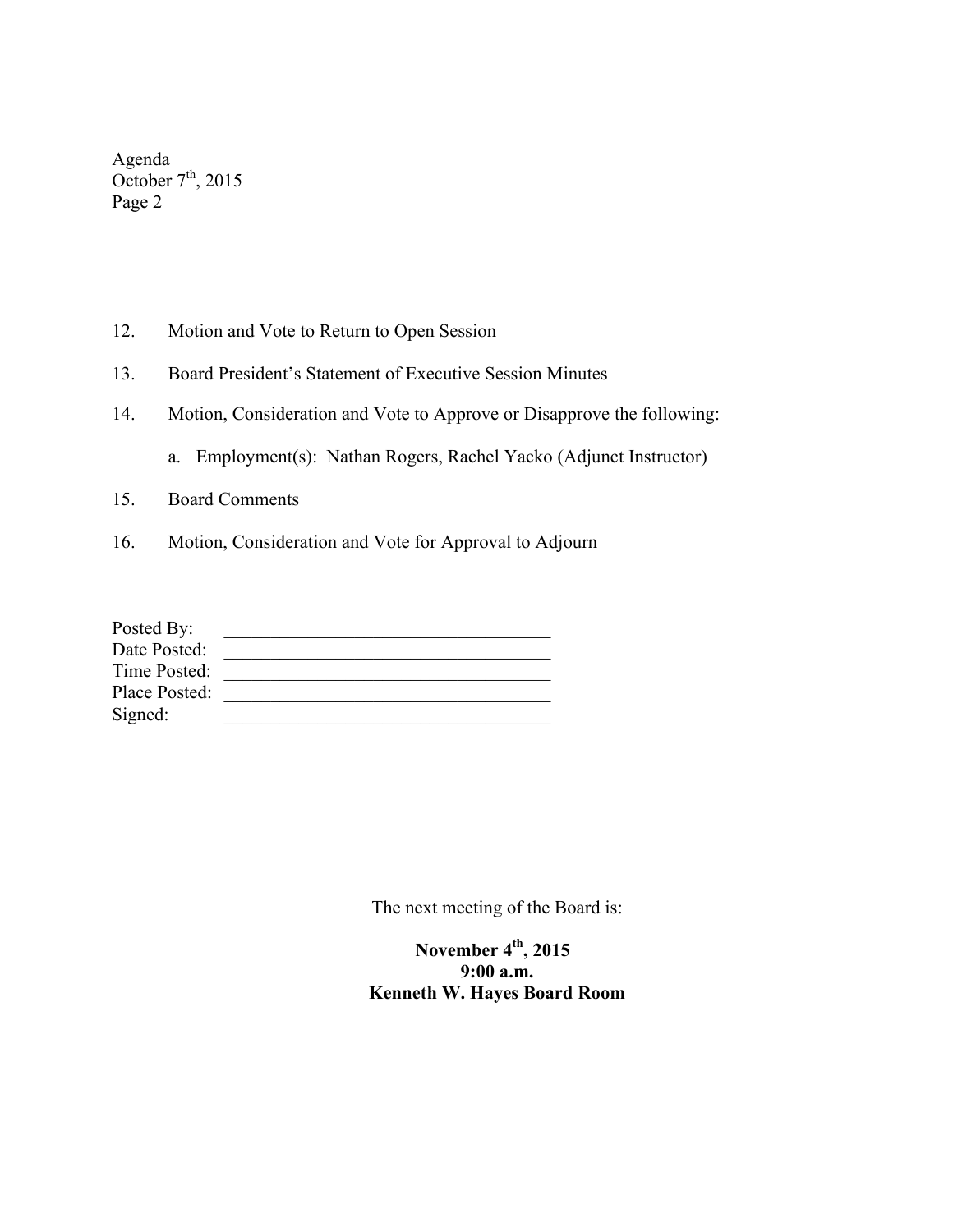12. Motion and Vote to Return to Open Session

13. Board President's Statement of Executive Session Minutes

14. Motion, Consideration and Vote to Approve or Disapprove the following:

    a. Employment(s): Nathan Rogers, Rachel Yacko (Adjunct Instructor)

15. Board Comments

16. Motion, Consideration and Vote for Approval to Adjourn

Posted By: ____________________________________
Date Posted: ____________________________________
Time Posted: ____________________________________
Place Posted: ____________________________________
Signed: ____________________________________

The next meeting of the Board is:

**November 4th, 2015**
**9:00 a.m.**
**Kenneth W. Hayes Board Room**